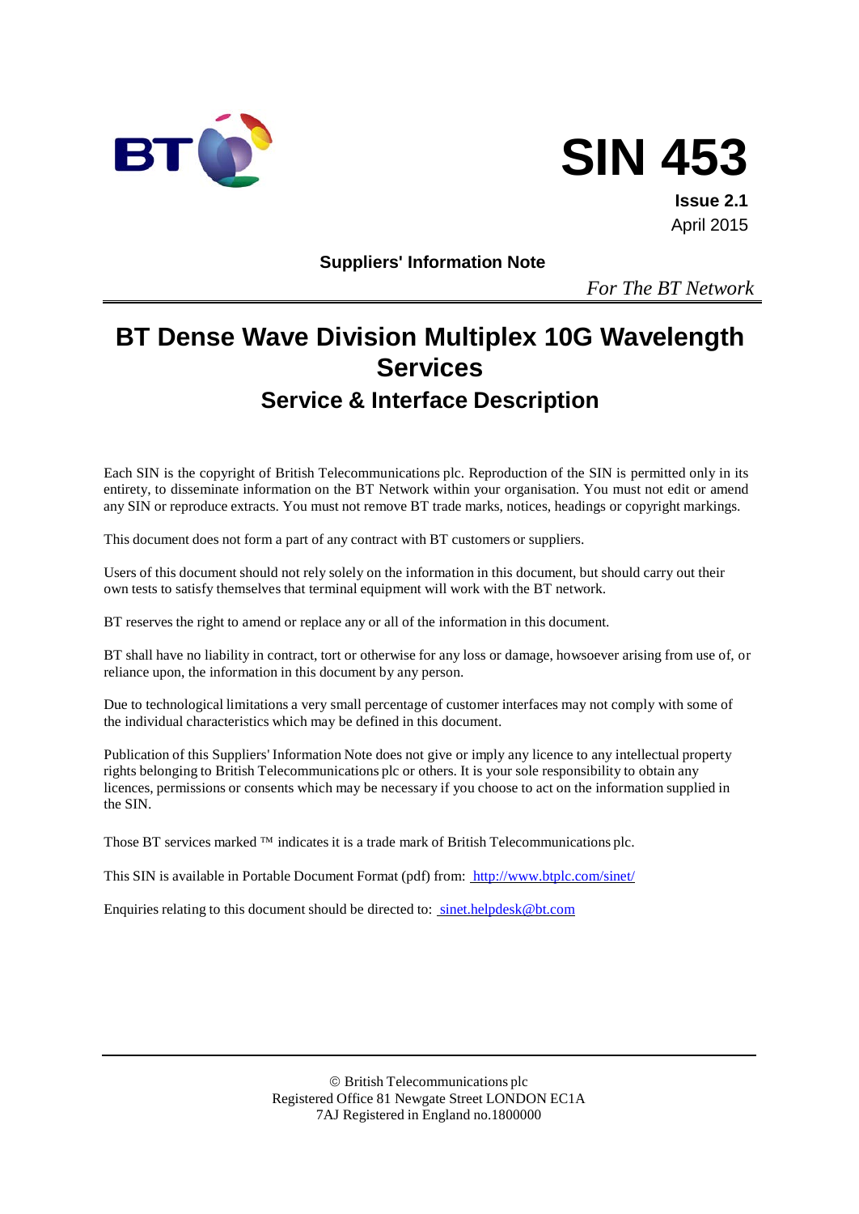# SIN 453

**Issue 2.1**
April 2015

**Suppliers' Information Note**

*For The BT Network*

# BT Dense Wave Division Multiplex 10G Wavelength Services

## Service & Interface Description

Each SIN is the copyright of British Telecommunications plc. Reproduction of the SIN is permitted only in its entirety, to disseminate information on the BT Network within your organisation. You must not edit or amend any SIN or reproduce extracts. You must not remove BT trade marks, notices, headings or copyright markings.

This document does not form a part of any contract with BT customers or suppliers.

Users of this document should not rely solely on the information in this document, but should carry out their own tests to satisfy themselves that terminal equipment will work with the BT network.

BT reserves the right to amend or replace any or all of the information in this document.

BT shall have no liability in contract, tort or otherwise for any loss or damage, howsoever arising from use of, or reliance upon, the information in this document by any person.

Due to technological limitations a very small percentage of customer interfaces may not comply with some of the individual characteristics which may be defined in this document.

Publication of this Suppliers' Information Note does not give or imply any licence to any intellectual property rights belonging to British Telecommunications plc or others. It is your sole responsibility to obtain any licences, permissions or consents which may be necessary if you choose to act on the information supplied in the SIN.

Those BT services marked ™ indicates it is a trade mark of British Telecommunications plc.

This SIN is available in Portable Document Format (pdf) from: http://www.btplc.com/sinet/

Enquiries relating to this document should be directed to: sinet.helpdesk@bt.com

© British Telecommunications plc
Registered Office 81 Newgate Street LONDON EC1A 7AJ Registered in England no.1800000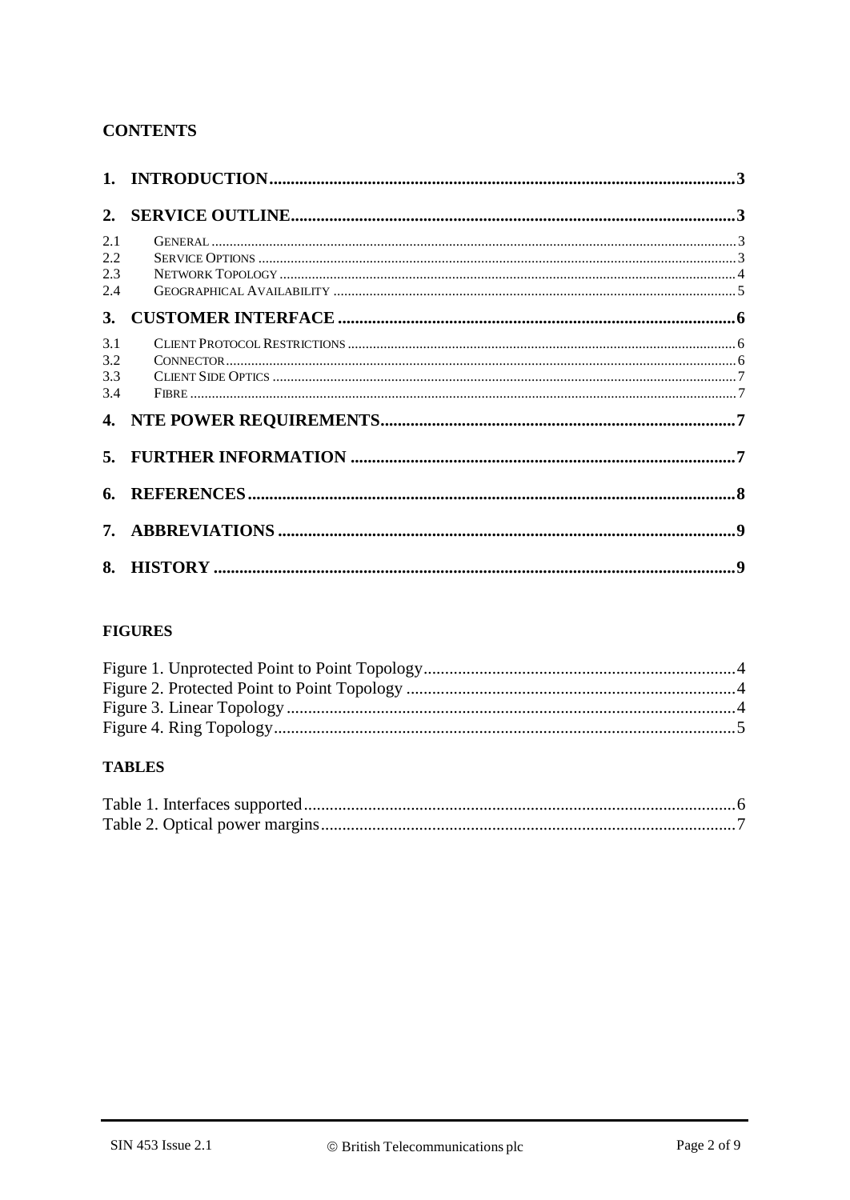## CONTENTS

**1. INTRODUCTION** ........................................................ 3

**2. SERVICE OUTLINE** ........................................................ 3

- 2.1 GENERAL ........................................................ 3
- 2.2 SERVICE OPTIONS ........................................................ 3
- 2.3 NETWORK TOPOLOGY ........................................................ 4
- 2.4 GEOGRAPHICAL AVAILABILITY ........................................................ 5

**3. CUSTOMER INTERFACE** ........................................................ 6

- 3.1 CLIENT PROTOCOL RESTRICTIONS ........................................................ 6
- 3.2 CONNECTOR ........................................................ 6
- 3.3 CLIENT SIDE OPTICS ........................................................ 7
- 3.4 FIBRE ........................................................ 7

**4. NTE POWER REQUIREMENTS** ........................................................ 7

**5. FURTHER INFORMATION** ........................................................ 7

**6. REFERENCES** ........................................................ 8

**7. ABBREVIATIONS** ........................................................ 9

**8. HISTORY** ........................................................ 9

## FIGURES

Figure 1. Unprotected Point to Point Topology ........................................................ 4
Figure 2. Protected Point to Point Topology ........................................................ 4
Figure 3. Linear Topology ........................................................ 4
Figure 4. Ring Topology ........................................................ 5

## TABLES

Table 1. Interfaces supported ........................................................ 6
Table 2. Optical power margins ........................................................ 7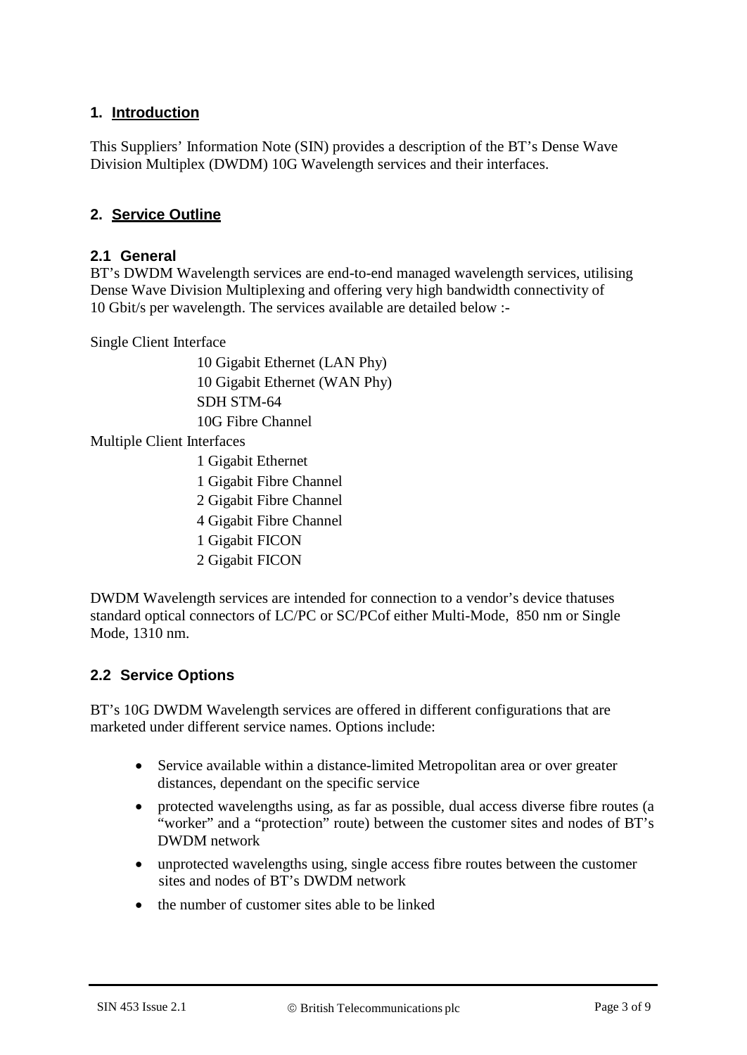## 1. Introduction

This Suppliers' Information Note (SIN) provides a description of the BT's Dense Wave Division Multiplex (DWDM) 10G Wavelength services and their interfaces.

## 2. Service Outline

### 2.1 General

BT's DWDM Wavelength services are end-to-end managed wavelength services, utilising Dense Wave Division Multiplexing and offering very high bandwidth connectivity of 10 Gbit/s per wavelength. The services available are detailed below :-

Single Client Interface

- 10 Gigabit Ethernet (LAN Phy)
- 10 Gigabit Ethernet (WAN Phy)
- SDH STM-64
- 10G Fibre Channel

Multiple Client Interfaces

- 1 Gigabit Ethernet
- 1 Gigabit Fibre Channel
- 2 Gigabit Fibre Channel
- 4 Gigabit Fibre Channel
- 1 Gigabit FICON
- 2 Gigabit FICON

DWDM Wavelength services are intended for connection to a vendor's device thatuses standard optical connectors of LC/PC or SC/PCof either Multi-Mode, 850 nm or Single Mode, 1310 nm.

### 2.2 Service Options

BT's 10G DWDM Wavelength services are offered in different configurations that are marketed under different service names. Options include:

- Service available within a distance-limited Metropolitan area or over greater distances, dependant on the specific service
- protected wavelengths using, as far as possible, dual access diverse fibre routes (a "worker" and a "protection" route) between the customer sites and nodes of BT's DWDM network
- unprotected wavelengths using, single access fibre routes between the customer sites and nodes of BT's DWDM network
- the number of customer sites able to be linked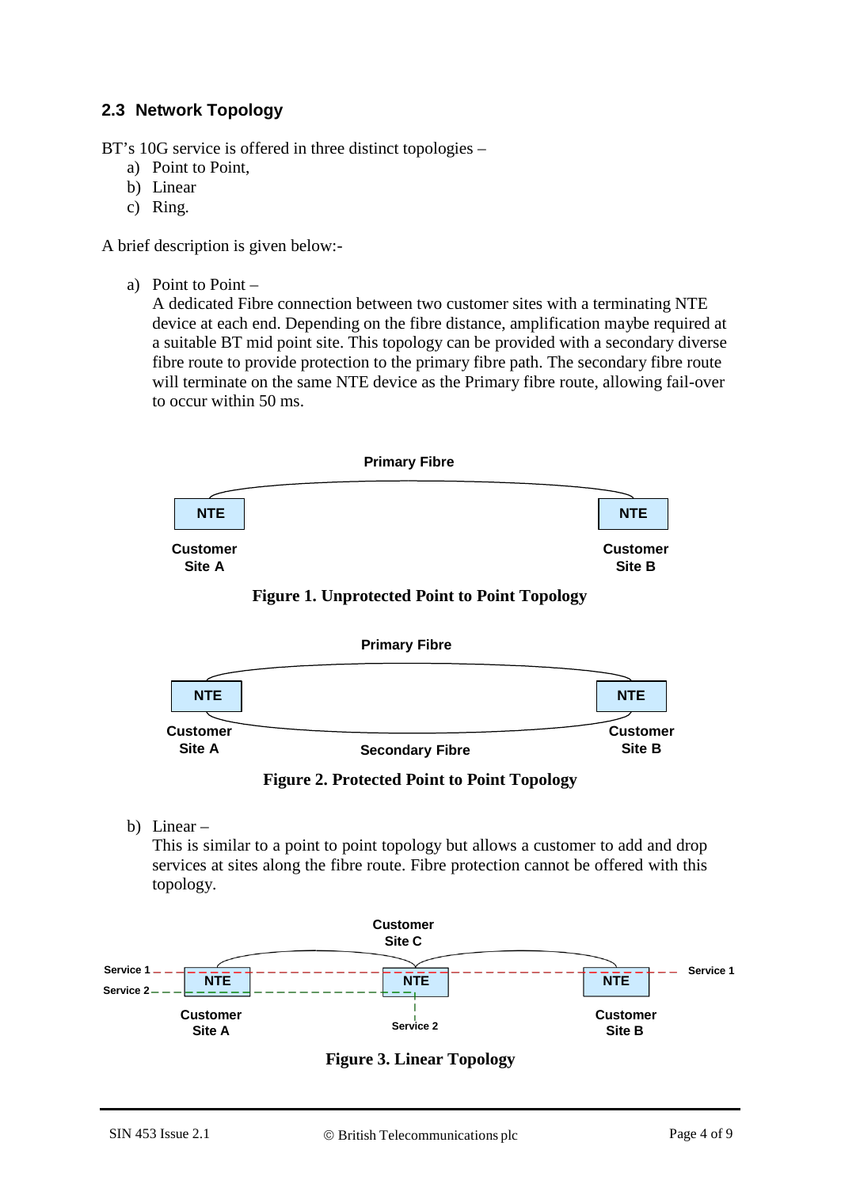## 2.3 Network Topology

BT's 10G service is offered in three distinct topologies –

a) Point to Point,
b) Linear
c) Ring.

A brief description is given below:-

a) Point to Point –
   A dedicated Fibre connection between two customer sites with a terminating NTE device at each end. Depending on the fibre distance, amplification maybe required at a suitable BT mid point site. This topology can be provided with a secondary diverse fibre route to provide protection to the primary fibre path. The secondary fibre route will terminate on the same NTE device as the Primary fibre route, allowing fail-over to occur within 50 ms.

Primary Fibre

NTE — Customer Site A

NTE — Customer Site B

**Figure 1. Unprotected Point to Point Topology**

Primary Fibre

NTE — Customer Site A

NTE — Customer Site B

Secondary Fibre

**Figure 2. Protected Point to Point Topology**

b) Linear –
   This is similar to a point to point topology but allows a customer to add and drop services at sites along the fibre route. Fibre protection cannot be offered with this topology.

Customer Site C

Service 1

Service 2

NTE — Customer Site A

NTE — Service 2

NTE — Customer Site B

Service 1

**Figure 3. Linear Topology**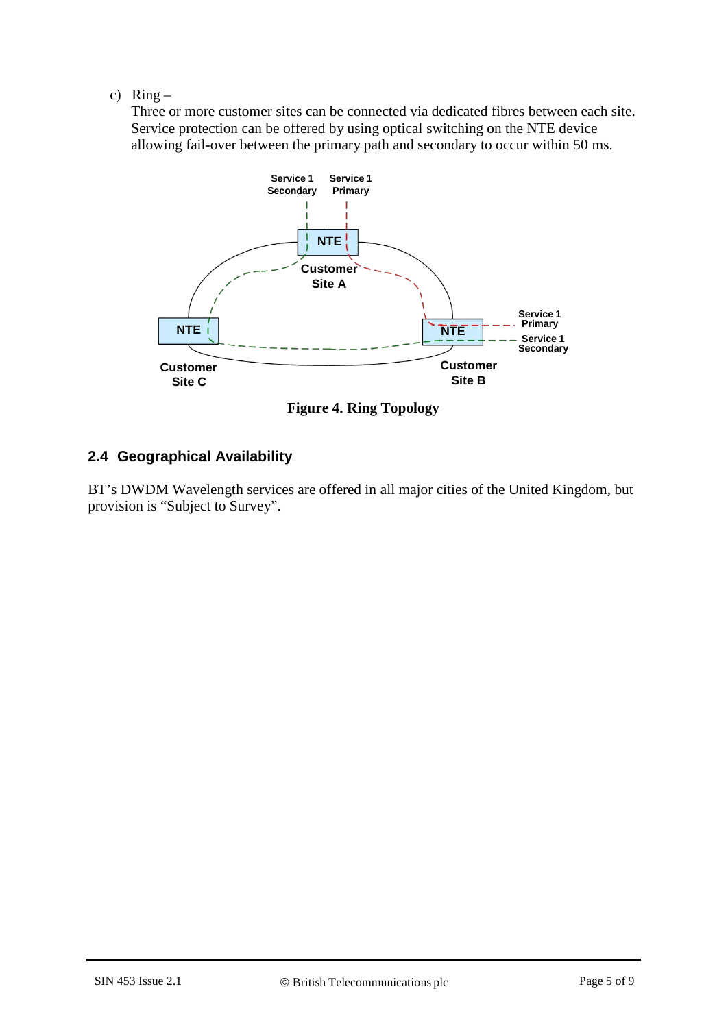c) Ring –
   Three or more customer sites can be connected via dedicated fibres between each site. Service protection can be offered by using optical switching on the NTE device allowing fail-over between the primary path and secondary to occur within 50 ms.

**Figure 4. Ring Topology**

## 2.4 Geographical Availability

BT's DWDM Wavelength services are offered in all major cities of the United Kingdom, but provision is "Subject to Survey".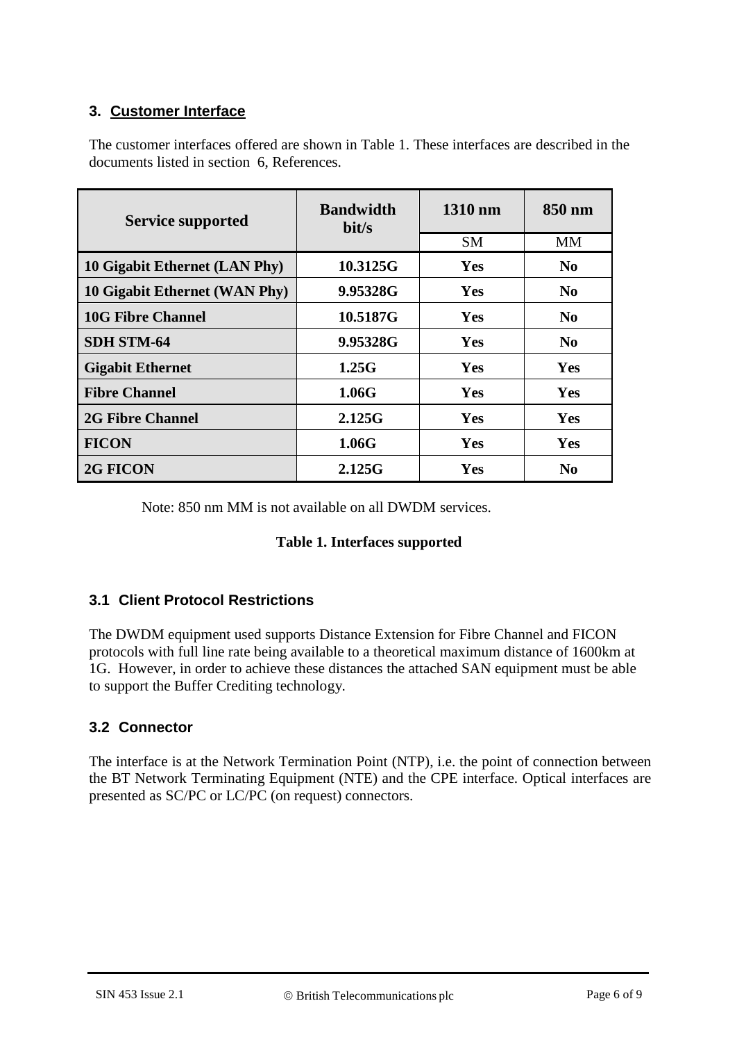## 3. Customer Interface

The customer interfaces offered are shown in Table 1. These interfaces are described in the documents listed in section 6, References.

| Service supported | Bandwidth bit/s | 1310 nm | 850 nm |
|---|---|---|---|
| | | SM | MM |
| **10 Gigabit Ethernet (LAN Phy)** | **10.3125G** | **Yes** | **No** |
| **10 Gigabit Ethernet (WAN Phy)** | **9.95328G** | **Yes** | **No** |
| **10G Fibre Channel** | **10.5187G** | **Yes** | **No** |
| **SDH STM-64** | **9.95328G** | **Yes** | **No** |
| **Gigabit Ethernet** | **1.25G** | **Yes** | **Yes** |
| **Fibre Channel** | **1.06G** | **Yes** | **Yes** |
| **2G Fibre Channel** | **2.125G** | **Yes** | **Yes** |
| **FICON** | **1.06G** | **Yes** | **Yes** |
| **2G FICON** | **2.125G** | **Yes** | **No** |

Note: 850 nm MM is not available on all DWDM services.

**Table 1. Interfaces supported**

### 3.1 Client Protocol Restrictions

The DWDM equipment used supports Distance Extension for Fibre Channel and FICON protocols with full line rate being available to a theoretical maximum distance of 1600km at 1G. However, in order to achieve these distances the attached SAN equipment must be able to support the Buffer Crediting technology.

### 3.2 Connector

The interface is at the Network Termination Point (NTP), i.e. the point of connection between the BT Network Terminating Equipment (NTE) and the CPE interface. Optical interfaces are presented as SC/PC or LC/PC (on request) connectors.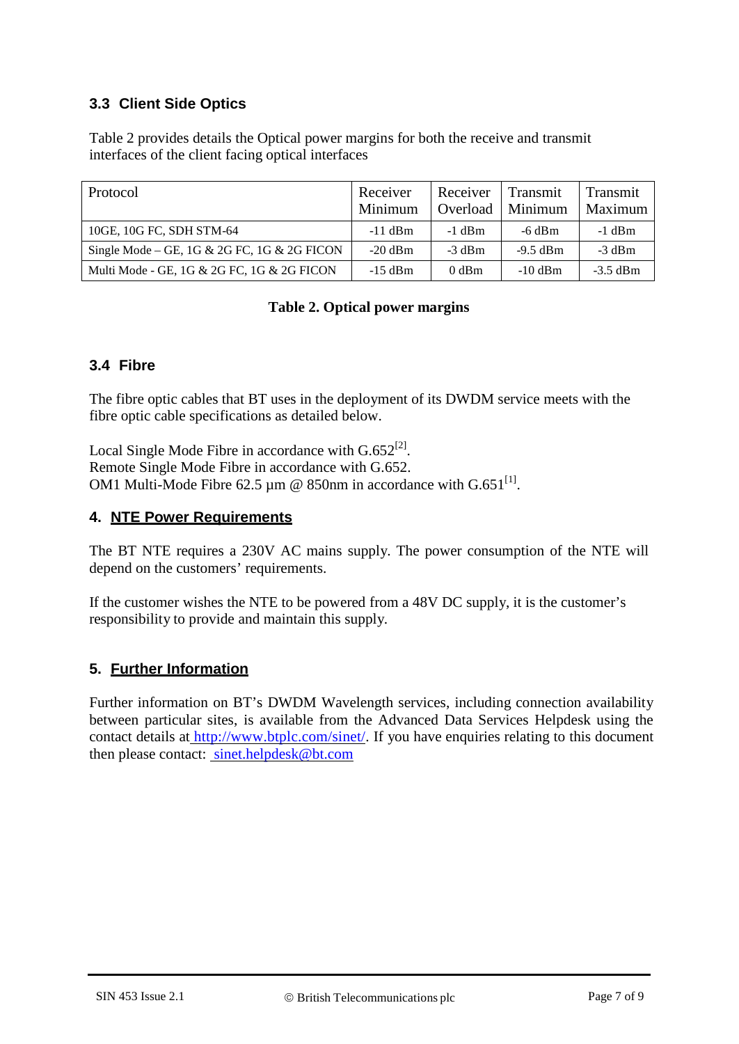### 3.3 Client Side Optics

Table 2 provides details the Optical power margins for both the receive and transmit interfaces of the client facing optical interfaces

| Protocol | Receiver Minimum | Receiver Overload | Transmit Minimum | Transmit Maximum |
|---|---|---|---|---|
| 10GE, 10G FC, SDH STM-64 | -11 dBm | -1 dBm | -6 dBm | -1 dBm |
| Single Mode – GE, 1G & 2G FC, 1G & 2G FICON | -20 dBm | -3 dBm | -9.5 dBm | -3 dBm |
| Multi Mode - GE, 1G & 2G FC, 1G & 2G FICON | -15 dBm | 0 dBm | -10 dBm | -3.5 dBm |

**Table 2. Optical power margins**

### 3.4 Fibre

The fibre optic cables that BT uses in the deployment of its DWDM service meets with the fibre optic cable specifications as detailed below.

Local Single Mode Fibre in accordance with G.652[2].
Remote Single Mode Fibre in accordance with G.652.
OM1 Multi-Mode Fibre 62.5 µm @ 850nm in accordance with G.651[1].

## 4. NTE Power Requirements

The BT NTE requires a 230V AC mains supply. The power consumption of the NTE will depend on the customers' requirements.

If the customer wishes the NTE to be powered from a 48V DC supply, it is the customer's responsibility to provide and maintain this supply.

## 5. Further Information

Further information on BT's DWDM Wavelength services, including connection availability between particular sites, is available from the Advanced Data Services Helpdesk using the contact details at http://www.btplc.com/sinet/. If you have enquiries relating to this document then please contact: sinet.helpdesk@bt.com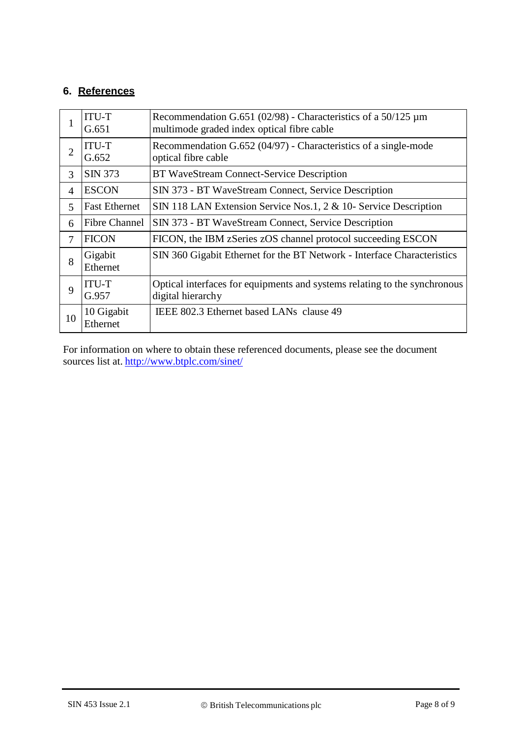## 6. References

| | | |
|---|---|---|
| 1 | ITU-T G.651 | Recommendation G.651 (02/98) - Characteristics of a 50/125 µm multimode graded index optical fibre cable |
| 2 | ITU-T G.652 | Recommendation G.652 (04/97) - Characteristics of a single-mode optical fibre cable |
| 3 | SIN 373 | BT WaveStream Connect-Service Description |
| 4 | ESCON | SIN 373 - BT WaveStream Connect, Service Description |
| 5 | Fast Ethernet | SIN 118 LAN Extension Service Nos.1, 2 & 10- Service Description |
| 6 | Fibre Channel | SIN 373 - BT WaveStream Connect, Service Description |
| 7 | FICON | FICON, the IBM zSeries zOS channel protocol succeeding ESCON |
| 8 | Gigabit Ethernet | SIN 360 Gigabit Ethernet for the BT Network - Interface Characteristics |
| 9 | ITU-T G.957 | Optical interfaces for equipments and systems relating to the synchronous digital hierarchy |
| 10 | 10 Gigabit Ethernet | IEEE 802.3 Ethernet based LANs clause 49 |

For information on where to obtain these referenced documents, please see the document sources list at. http://www.btplc.com/sinet/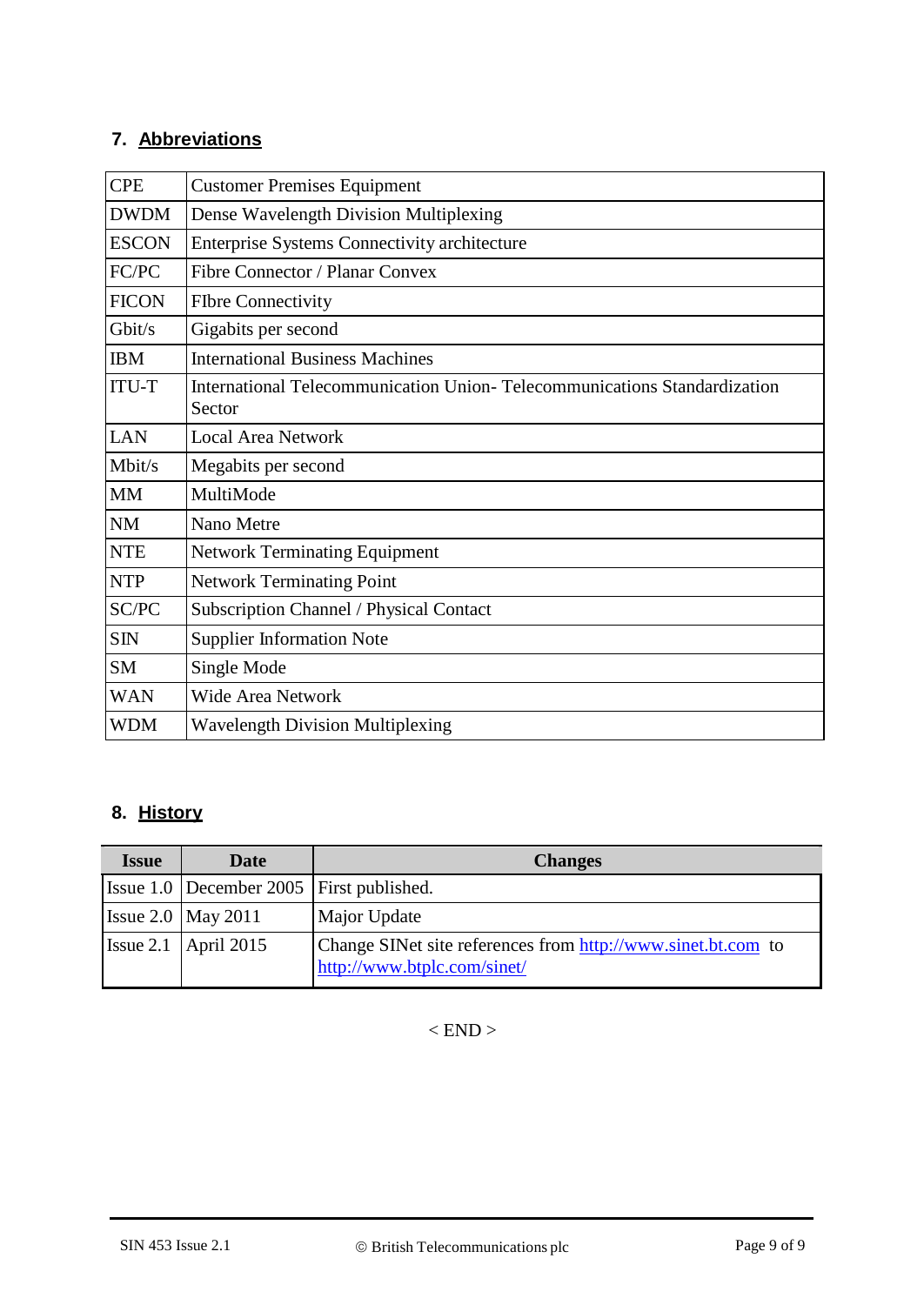## 7. Abbreviations

| | |
|---|---|
| CPE | Customer Premises Equipment |
| DWDM | Dense Wavelength Division Multiplexing |
| ESCON | Enterprise Systems Connectivity architecture |
| FC/PC | Fibre Connector / Planar Convex |
| FICON | FIbre Connectivity |
| Gbit/s | Gigabits per second |
| IBM | International Business Machines |
| ITU-T | International Telecommunication Union- Telecommunications Standardization Sector |
| LAN | Local Area Network |
| Mbit/s | Megabits per second |
| MM | MultiMode |
| NM | Nano Metre |
| NTE | Network Terminating Equipment |
| NTP | Network Terminating Point |
| SC/PC | Subscription Channel / Physical Contact |
| SIN | Supplier Information Note |
| SM | Single Mode |
| WAN | Wide Area Network |
| WDM | Wavelength Division Multiplexing |

## 8. History

| Issue | Date | Changes |
|---|---|---|
| Issue 1.0 | December 2005 | First published. |
| Issue 2.0 | May 2011 | Major Update |
| Issue 2.1 | April 2015 | Change SINet site references from http://www.sinet.bt.com to http://www.btplc.com/sinet/ |

< END >